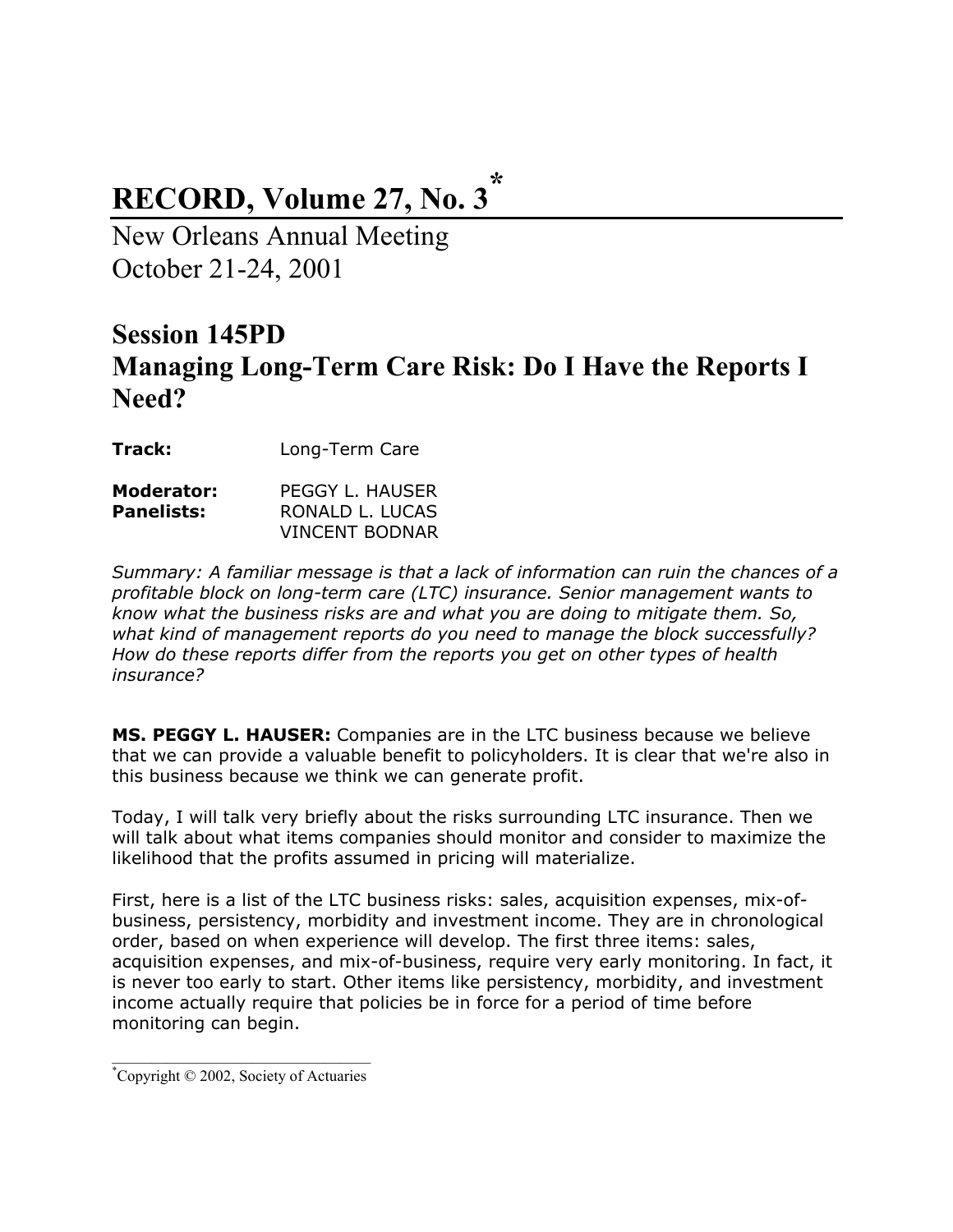# RECORD, Volume 27, No. 3*

New Orleans Annual Meeting
October 21-24, 2001

## Session 145PD
## Managing Long-Term Care Risk: Do I Have the Reports I Need?

**Track:** Long-Term Care

**Moderator:** PEGGY L. HAUSER
**Panelists:** RONALD L. LUCAS
VINCENT BODNAR

*Summary: A familiar message is that a lack of information can ruin the chances of a profitable block on long-term care (LTC) insurance. Senior management wants to know what the business risks are and what you are doing to mitigate them. So, what kind of management reports do you need to manage the block successfully? How do these reports differ from the reports you get on other types of health insurance?*

**MS. PEGGY L. HAUSER:** Companies are in the LTC business because we believe that we can provide a valuable benefit to policyholders. It is clear that we're also in this business because we think we can generate profit.

Today, I will talk very briefly about the risks surrounding LTC insurance. Then we will talk about what items companies should monitor and consider to maximize the likelihood that the profits assumed in pricing will materialize.

First, here is a list of the LTC business risks: sales, acquisition expenses, mix-of-business, persistency, morbidity and investment income. They are in chronological order, based on when experience will develop. The first three items: sales, acquisition expenses, and mix-of-business, require very early monitoring. In fact, it is never too early to start. Other items like persistency, morbidity, and investment income actually require that policies be in force for a period of time before monitoring can begin.

---

*Copyright © 2002, Society of Actuaries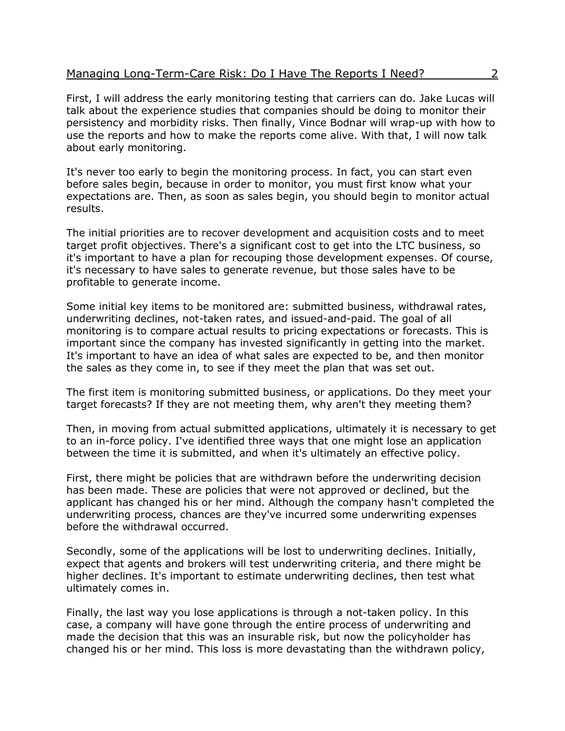First, I will address the early monitoring testing that carriers can do. Jake Lucas will talk about the experience studies that companies should be doing to monitor their persistency and morbidity risks. Then finally, Vince Bodnar will wrap-up with how to use the reports and how to make the reports come alive. With that, I will now talk about early monitoring.

It's never too early to begin the monitoring process. In fact, you can start even before sales begin, because in order to monitor, you must first know what your expectations are. Then, as soon as sales begin, you should begin to monitor actual results.

The initial priorities are to recover development and acquisition costs and to meet target profit objectives. There's a significant cost to get into the LTC business, so it's important to have a plan for recouping those development expenses. Of course, it's necessary to have sales to generate revenue, but those sales have to be profitable to generate income.

Some initial key items to be monitored are: submitted business, withdrawal rates, underwriting declines, not-taken rates, and issued-and-paid. The goal of all monitoring is to compare actual results to pricing expectations or forecasts. This is important since the company has invested significantly in getting into the market. It's important to have an idea of what sales are expected to be, and then monitor the sales as they come in, to see if they meet the plan that was set out.

The first item is monitoring submitted business, or applications. Do they meet your target forecasts? If they are not meeting them, why aren't they meeting them?

Then, in moving from actual submitted applications, ultimately it is necessary to get to an in-force policy. I've identified three ways that one might lose an application between the time it is submitted, and when it's ultimately an effective policy.

First, there might be policies that are withdrawn before the underwriting decision has been made. These are policies that were not approved or declined, but the applicant has changed his or her mind. Although the company hasn't completed the underwriting process, chances are they've incurred some underwriting expenses before the withdrawal occurred.

Secondly, some of the applications will be lost to underwriting declines. Initially, expect that agents and brokers will test underwriting criteria, and there might be higher declines. It's important to estimate underwriting declines, then test what ultimately comes in.

Finally, the last way you lose applications is through a not-taken policy. In this case, a company will have gone through the entire process of underwriting and made the decision that this was an insurable risk, but now the policyholder has changed his or her mind. This loss is more devastating than the withdrawn policy,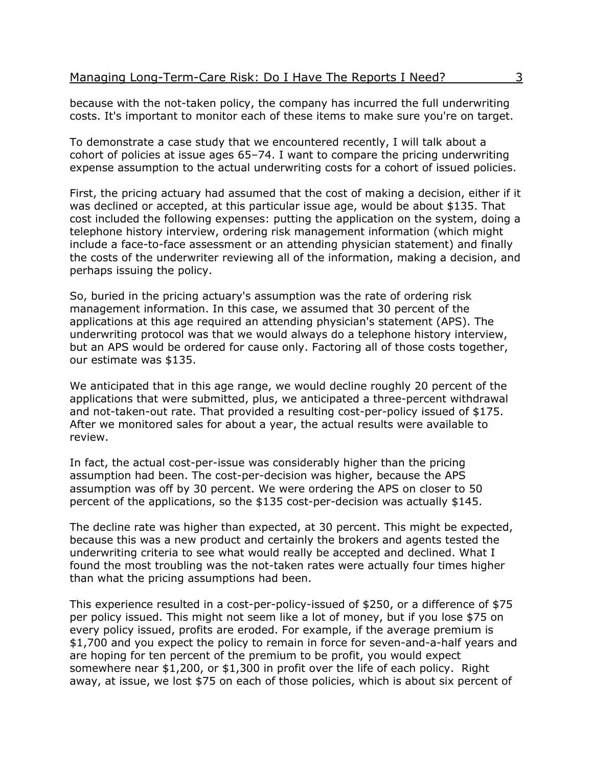because with the not-taken policy, the company has incurred the full underwriting costs. It's important to monitor each of these items to make sure you're on target.

To demonstrate a case study that we encountered recently, I will talk about a cohort of policies at issue ages 65–74. I want to compare the pricing underwriting expense assumption to the actual underwriting costs for a cohort of issued policies.

First, the pricing actuary had assumed that the cost of making a decision, either if it was declined or accepted, at this particular issue age, would be about $135. That cost included the following expenses: putting the application on the system, doing a telephone history interview, ordering risk management information (which might include a face-to-face assessment or an attending physician statement) and finally the costs of the underwriter reviewing all of the information, making a decision, and perhaps issuing the policy.

So, buried in the pricing actuary's assumption was the rate of ordering risk management information. In this case, we assumed that 30 percent of the applications at this age required an attending physician's statement (APS). The underwriting protocol was that we would always do a telephone history interview, but an APS would be ordered for cause only. Factoring all of those costs together, our estimate was $135.

We anticipated that in this age range, we would decline roughly 20 percent of the applications that were submitted, plus, we anticipated a three-percent withdrawal and not-taken-out rate. That provided a resulting cost-per-policy issued of $175. After we monitored sales for about a year, the actual results were available to review.

In fact, the actual cost-per-issue was considerably higher than the pricing assumption had been. The cost-per-decision was higher, because the APS assumption was off by 30 percent. We were ordering the APS on closer to 50 percent of the applications, so the $135 cost-per-decision was actually $145.

The decline rate was higher than expected, at 30 percent. This might be expected, because this was a new product and certainly the brokers and agents tested the underwriting criteria to see what would really be accepted and declined. What I found the most troubling was the not-taken rates were actually four times higher than what the pricing assumptions had been.

This experience resulted in a cost-per-policy-issued of $250, or a difference of $75 per policy issued. This might not seem like a lot of money, but if you lose $75 on every policy issued, profits are eroded. For example, if the average premium is $1,700 and you expect the policy to remain in force for seven-and-a-half years and are hoping for ten percent of the premium to be profit, you would expect somewhere near $1,200, or $1,300 in profit over the life of each policy. Right away, at issue, we lost $75 on each of those policies, which is about six percent of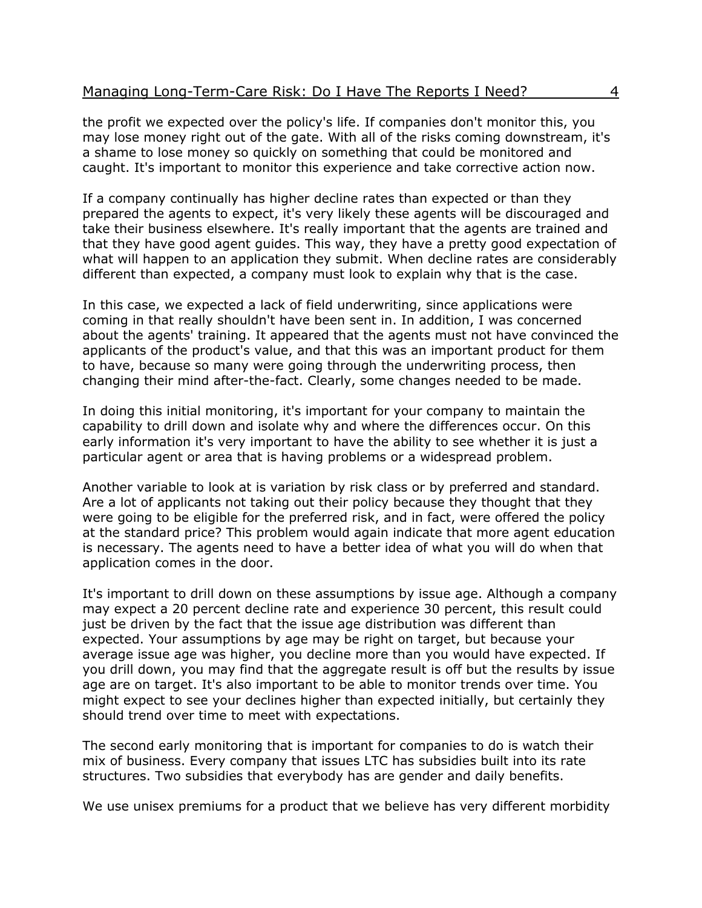the profit we expected over the policy's life. If companies don't monitor this, you may lose money right out of the gate. With all of the risks coming downstream, it's a shame to lose money so quickly on something that could be monitored and caught. It's important to monitor this experience and take corrective action now.

If a company continually has higher decline rates than expected or than they prepared the agents to expect, it's very likely these agents will be discouraged and take their business elsewhere. It's really important that the agents are trained and that they have good agent guides. This way, they have a pretty good expectation of what will happen to an application they submit. When decline rates are considerably different than expected, a company must look to explain why that is the case.

In this case, we expected a lack of field underwriting, since applications were coming in that really shouldn't have been sent in. In addition, I was concerned about the agents' training. It appeared that the agents must not have convinced the applicants of the product's value, and that this was an important product for them to have, because so many were going through the underwriting process, then changing their mind after-the-fact. Clearly, some changes needed to be made.

In doing this initial monitoring, it's important for your company to maintain the capability to drill down and isolate why and where the differences occur. On this early information it's very important to have the ability to see whether it is just a particular agent or area that is having problems or a widespread problem.

Another variable to look at is variation by risk class or by preferred and standard. Are a lot of applicants not taking out their policy because they thought that they were going to be eligible for the preferred risk, and in fact, were offered the policy at the standard price? This problem would again indicate that more agent education is necessary. The agents need to have a better idea of what you will do when that application comes in the door.

It's important to drill down on these assumptions by issue age. Although a company may expect a 20 percent decline rate and experience 30 percent, this result could just be driven by the fact that the issue age distribution was different than expected. Your assumptions by age may be right on target, but because your average issue age was higher, you decline more than you would have expected. If you drill down, you may find that the aggregate result is off but the results by issue age are on target. It's also important to be able to monitor trends over time. You might expect to see your declines higher than expected initially, but certainly they should trend over time to meet with expectations.

The second early monitoring that is important for companies to do is watch their mix of business. Every company that issues LTC has subsidies built into its rate structures. Two subsidies that everybody has are gender and daily benefits.

We use unisex premiums for a product that we believe has very different morbidity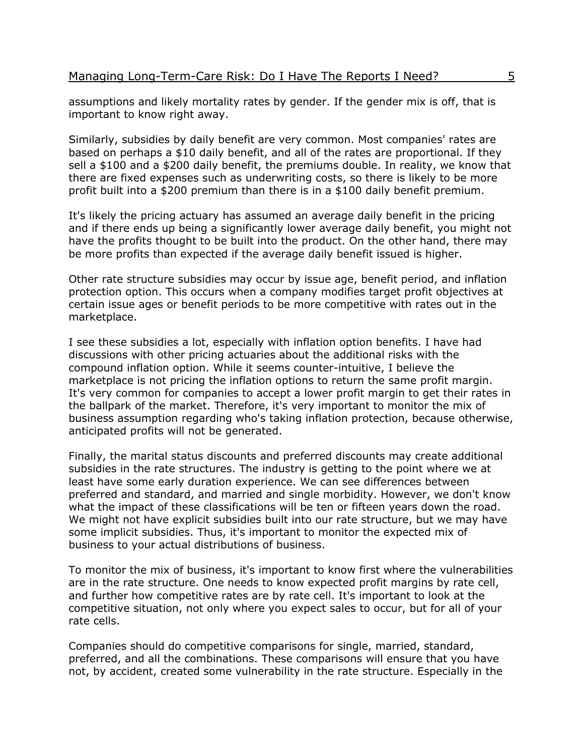assumptions and likely mortality rates by gender. If the gender mix is off, that is important to know right away.

Similarly, subsidies by daily benefit are very common. Most companies' rates are based on perhaps a $10 daily benefit, and all of the rates are proportional. If they sell a $100 and a $200 daily benefit, the premiums double. In reality, we know that there are fixed expenses such as underwriting costs, so there is likely to be more profit built into a $200 premium than there is in a $100 daily benefit premium.

It's likely the pricing actuary has assumed an average daily benefit in the pricing and if there ends up being a significantly lower average daily benefit, you might not have the profits thought to be built into the product. On the other hand, there may be more profits than expected if the average daily benefit issued is higher.

Other rate structure subsidies may occur by issue age, benefit period, and inflation protection option. This occurs when a company modifies target profit objectives at certain issue ages or benefit periods to be more competitive with rates out in the marketplace.

I see these subsidies a lot, especially with inflation option benefits. I have had discussions with other pricing actuaries about the additional risks with the compound inflation option. While it seems counter-intuitive, I believe the marketplace is not pricing the inflation options to return the same profit margin. It's very common for companies to accept a lower profit margin to get their rates in the ballpark of the market. Therefore, it's very important to monitor the mix of business assumption regarding who's taking inflation protection, because otherwise, anticipated profits will not be generated.

Finally, the marital status discounts and preferred discounts may create additional subsidies in the rate structures. The industry is getting to the point where we at least have some early duration experience. We can see differences between preferred and standard, and married and single morbidity. However, we don't know what the impact of these classifications will be ten or fifteen years down the road. We might not have explicit subsidies built into our rate structure, but we may have some implicit subsidies. Thus, it's important to monitor the expected mix of business to your actual distributions of business.

To monitor the mix of business, it's important to know first where the vulnerabilities are in the rate structure. One needs to know expected profit margins by rate cell, and further how competitive rates are by rate cell. It's important to look at the competitive situation, not only where you expect sales to occur, but for all of your rate cells.

Companies should do competitive comparisons for single, married, standard, preferred, and all the combinations. These comparisons will ensure that you have not, by accident, created some vulnerability in the rate structure. Especially in the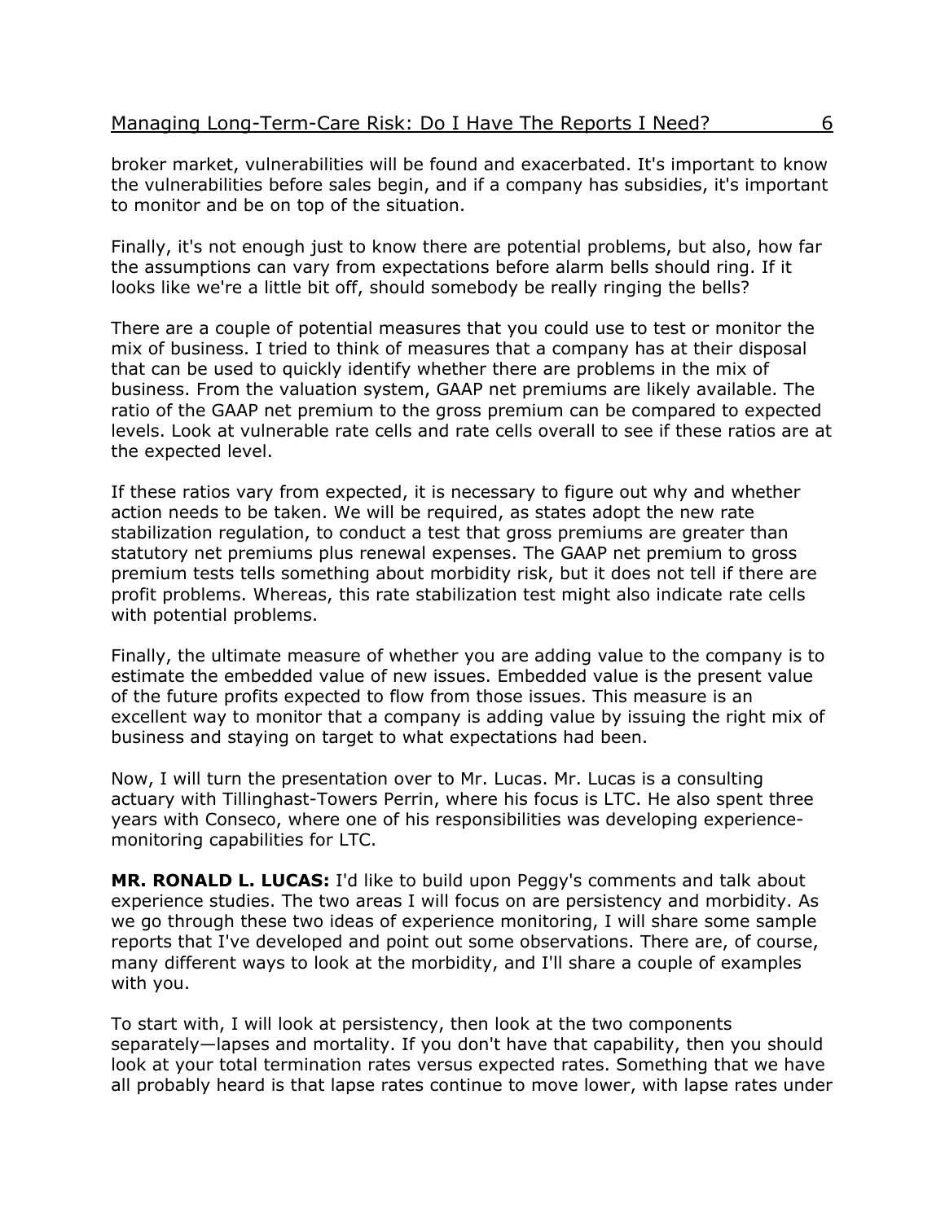broker market, vulnerabilities will be found and exacerbated. It's important to know the vulnerabilities before sales begin, and if a company has subsidies, it's important to monitor and be on top of the situation.

Finally, it's not enough just to know there are potential problems, but also, how far the assumptions can vary from expectations before alarm bells should ring. If it looks like we're a little bit off, should somebody be really ringing the bells?

There are a couple of potential measures that you could use to test or monitor the mix of business. I tried to think of measures that a company has at their disposal that can be used to quickly identify whether there are problems in the mix of business. From the valuation system, GAAP net premiums are likely available. The ratio of the GAAP net premium to the gross premium can be compared to expected levels. Look at vulnerable rate cells and rate cells overall to see if these ratios are at the expected level.

If these ratios vary from expected, it is necessary to figure out why and whether action needs to be taken. We will be required, as states adopt the new rate stabilization regulation, to conduct a test that gross premiums are greater than statutory net premiums plus renewal expenses. The GAAP net premium to gross premium tests tells something about morbidity risk, but it does not tell if there are profit problems. Whereas, this rate stabilization test might also indicate rate cells with potential problems.

Finally, the ultimate measure of whether you are adding value to the company is to estimate the embedded value of new issues. Embedded value is the present value of the future profits expected to flow from those issues. This measure is an excellent way to monitor that a company is adding value by issuing the right mix of business and staying on target to what expectations had been.

Now, I will turn the presentation over to Mr. Lucas. Mr. Lucas is a consulting actuary with Tillinghast-Towers Perrin, where his focus is LTC. He also spent three years with Conseco, where one of his responsibilities was developing experience-monitoring capabilities for LTC.

**MR. RONALD L. LUCAS:** I'd like to build upon Peggy's comments and talk about experience studies. The two areas I will focus on are persistency and morbidity. As we go through these two ideas of experience monitoring, I will share some sample reports that I've developed and point out some observations. There are, of course, many different ways to look at the morbidity, and I'll share a couple of examples with you.

To start with, I will look at persistency, then look at the two components separately—lapses and mortality. If you don't have that capability, then you should look at your total termination rates versus expected rates. Something that we have all probably heard is that lapse rates continue to move lower, with lapse rates under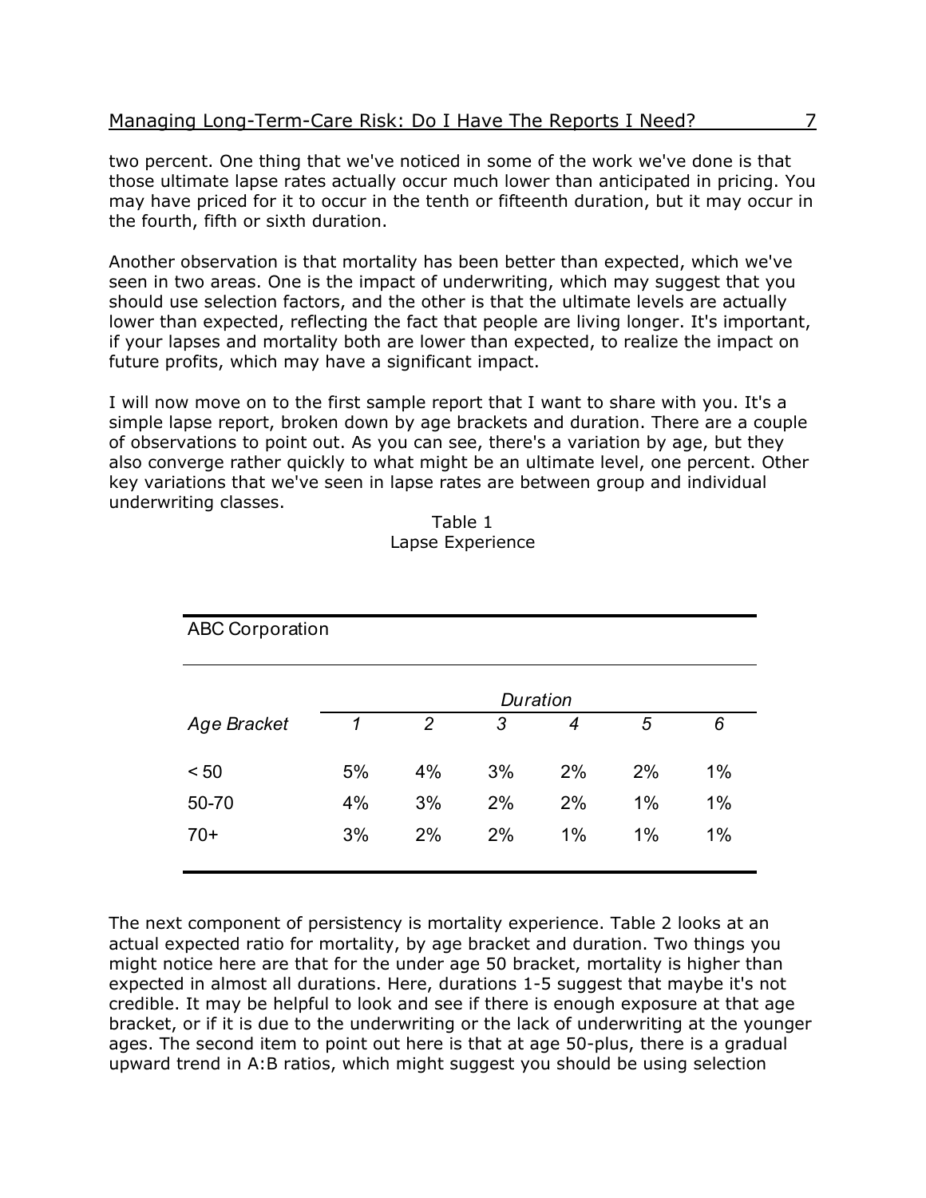two percent. One thing that we've noticed in some of the work we've done is that those ultimate lapse rates actually occur much lower than anticipated in pricing. You may have priced for it to occur in the tenth or fifteenth duration, but it may occur in the fourth, fifth or sixth duration.

Another observation is that mortality has been better than expected, which we've seen in two areas. One is the impact of underwriting, which may suggest that you should use selection factors, and the other is that the ultimate levels are actually lower than expected, reflecting the fact that people are living longer. It's important, if your lapses and mortality both are lower than expected, to realize the impact on future profits, which may have a significant impact.

I will now move on to the first sample report that I want to share with you. It's a simple lapse report, broken down by age brackets and duration. There are a couple of observations to point out. As you can see, there's a variation by age, but they also converge rather quickly to what might be an ultimate level, one percent. Other key variations that we've seen in lapse rates are between group and individual underwriting classes.

Table 1
Lapse Experience

ABC Corporation

| *Age Bracket* | *Duration* 1 | 2 | 3 | 4 | 5 | 6 |
|---|---|---|---|---|---|---|
| < 50 | 5% | 4% | 3% | 2% | 2% | 1% |
| 50-70 | 4% | 3% | 2% | 2% | 1% | 1% |
| 70+ | 3% | 2% | 2% | 1% | 1% | 1% |

The next component of persistency is mortality experience. Table 2 looks at an actual expected ratio for mortality, by age bracket and duration. Two things you might notice here are that for the under age 50 bracket, mortality is higher than expected in almost all durations. Here, durations 1-5 suggest that maybe it's not credible. It may be helpful to look and see if there is enough exposure at that age bracket, or if it is due to the underwriting or the lack of underwriting at the younger ages. The second item to point out here is that at age 50-plus, there is a gradual upward trend in A:B ratios, which might suggest you should be using selection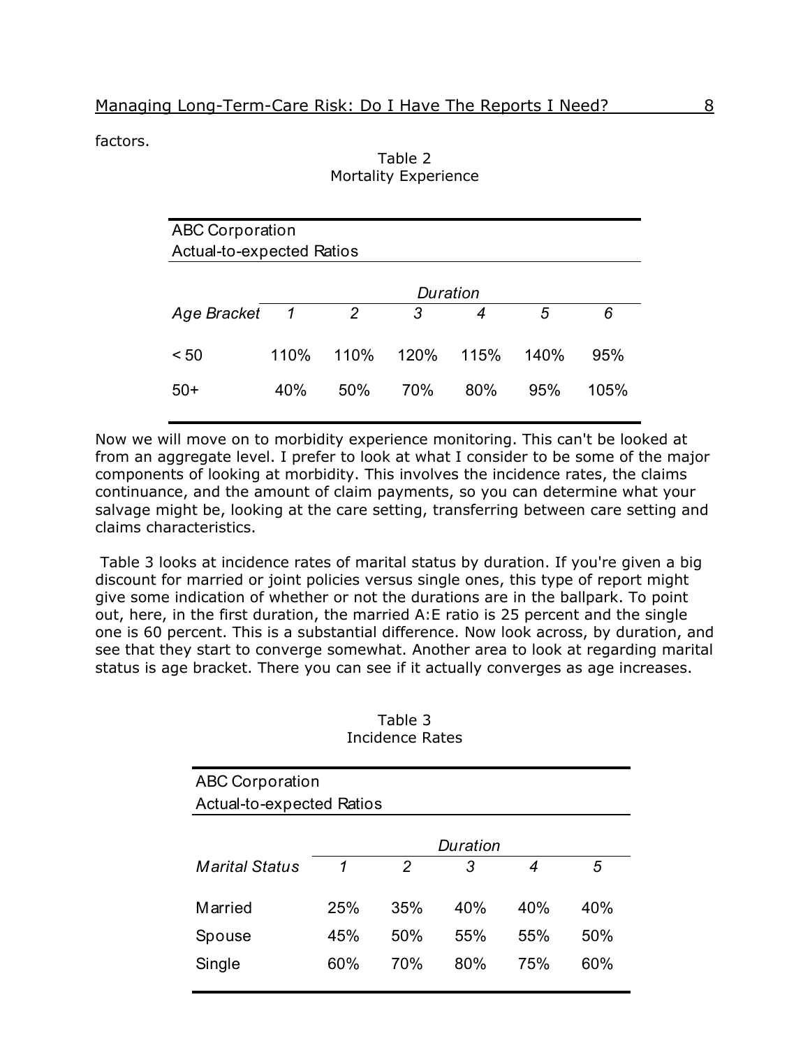factors.

Table 2
Mortality Experience

| ABC Corporation<br>Actual-to-expected Ratios | | | | | | |
|---|---|---|---|---|---|---|
| | *Duration* | | | | | |
| *Age Bracket* | *1* | *2* | *3* | *4* | *5* | *6* |
| < 50 | 110% | 110% | 120% | 115% | 140% | 95% |
| 50+ | 40% | 50% | 70% | 80% | 95% | 105% |

Now we will move on to morbidity experience monitoring. This can't be looked at from an aggregate level. I prefer to look at what I consider to be some of the major components of looking at morbidity. This involves the incidence rates, the claims continuance, and the amount of claim payments, so you can determine what your salvage might be, looking at the care setting, transferring between care setting and claims characteristics.

Table 3 looks at incidence rates of marital status by duration. If you're given a big discount for married or joint policies versus single ones, this type of report might give some indication of whether or not the durations are in the ballpark. To point out, here, in the first duration, the married A:E ratio is 25 percent and the single one is 60 percent. This is a substantial difference. Now look across, by duration, and see that they start to converge somewhat. Another area to look at regarding marital status is age bracket. There you can see if it actually converges as age increases.

Table 3
Incidence Rates

| ABC Corporation<br>Actual-to-expected Ratios | | | | | |
|---|---|---|---|---|---|
| | *Duration* | | | | |
| *Marital Status* | *1* | *2* | *3* | *4* | *5* |
| Married | 25% | 35% | 40% | 40% | 40% |
| Spouse | 45% | 50% | 55% | 55% | 50% |
| Single | 60% | 70% | 80% | 75% | 60% |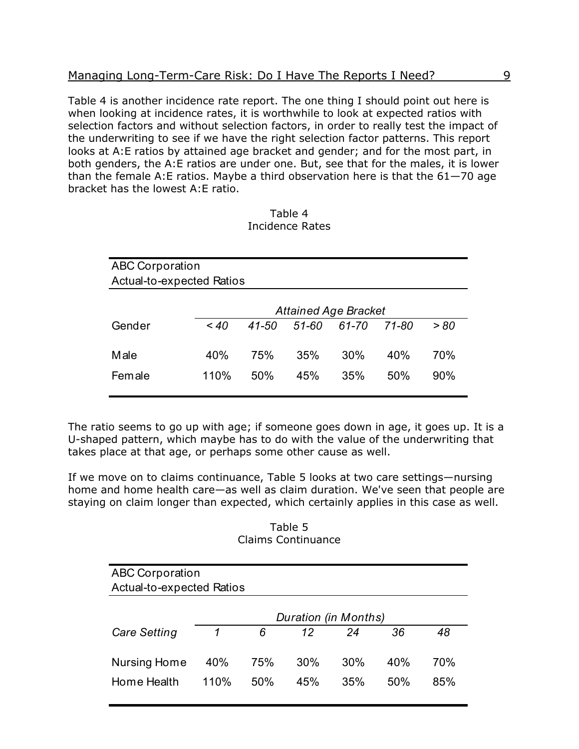Table 4 is another incidence rate report. The one thing I should point out here is when looking at incidence rates, it is worthwhile to look at expected ratios with selection factors and without selection factors, in order to really test the impact of the underwriting to see if we have the right selection factor patterns. This report looks at A:E ratios by attained age bracket and gender; and for the most part, in both genders, the A:E ratios are under one. But, see that for the males, it is lower than the female A:E ratios. Maybe a third observation here is that the 61—70 age bracket has the lowest A:E ratio.

Table 4
Incidence Rates

ABC Corporation
Actual-to-expected Ratios

| | *Attained Age Bracket* | | | | | |
|---|---|---|---|---|---|---|
| Gender | *< 40* | *41-50* | *51-60* | *61-70* | *71-80* | *> 80* |
| Male | 40% | 75% | 35% | 30% | 40% | 70% |
| Female | 110% | 50% | 45% | 35% | 50% | 90% |

The ratio seems to go up with age; if someone goes down in age, it goes up. It is a U-shaped pattern, which maybe has to do with the value of the underwriting that takes place at that age, or perhaps some other cause as well.

If we move on to claims continuance, Table 5 looks at two care settings—nursing home and home health care—as well as claim duration. We've seen that people are staying on claim longer than expected, which certainly applies in this case as well.

Table 5
Claims Continuance

ABC Corporation
Actual-to-expected Ratios

| | *Duration (in Months)* | | | | | |
|---|---|---|---|---|---|---|
| *Care Setting* | *1* | *6* | *12* | *24* | *36* | *48* |
| Nursing Home | 40% | 75% | 30% | 30% | 40% | 70% |
| Home Health | 110% | 50% | 45% | 35% | 50% | 85% |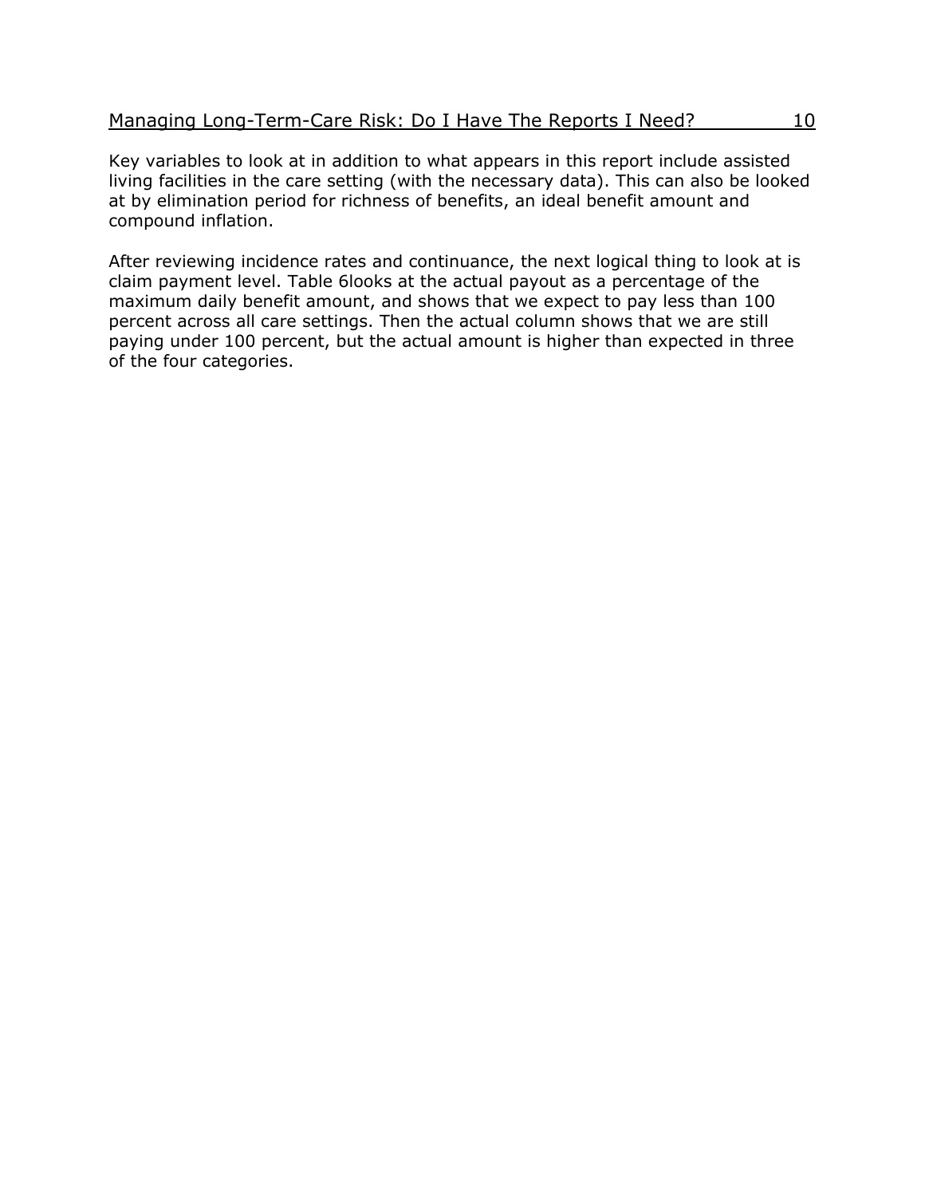Key variables to look at in addition to what appears in this report include assisted living facilities in the care setting (with the necessary data). This can also be looked at by elimination period for richness of benefits, an ideal benefit amount and compound inflation.

After reviewing incidence rates and continuance, the next logical thing to look at is claim payment level. Table 6looks at the actual payout as a percentage of the maximum daily benefit amount, and shows that we expect to pay less than 100 percent across all care settings. Then the actual column shows that we are still paying under 100 percent, but the actual amount is higher than expected in three of the four categories.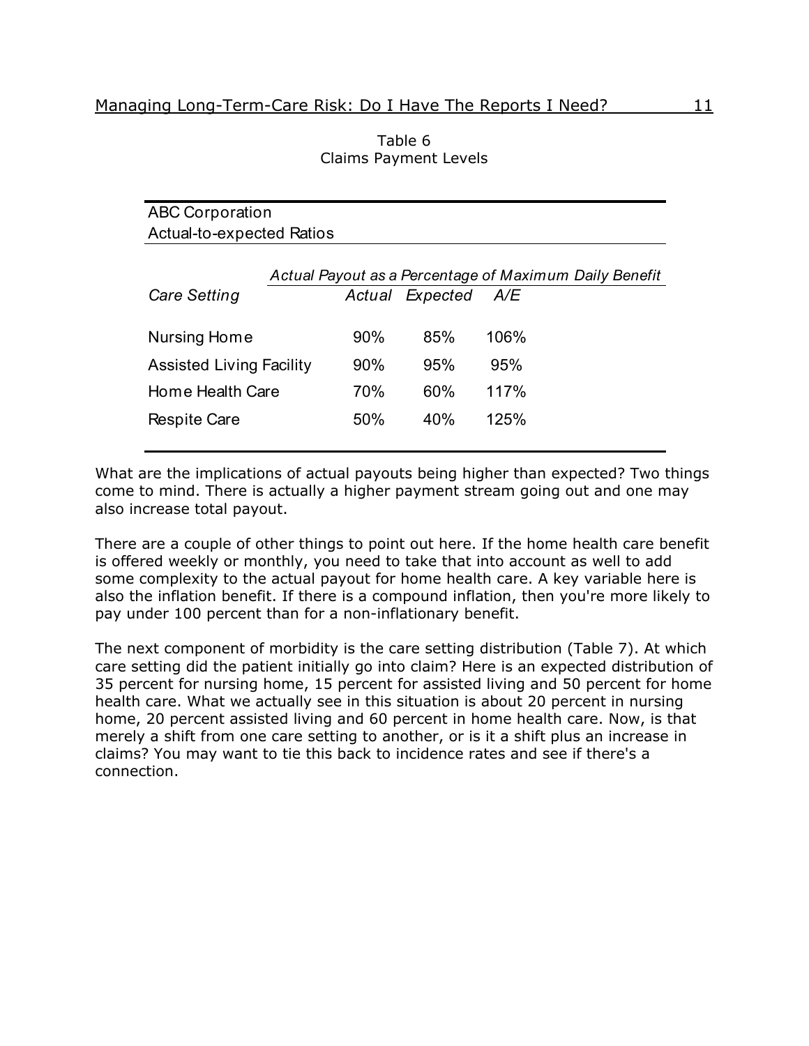Table 6
Claims Payment Levels

ABC Corporation
Actual-to-expected Ratios

| | *Actual Payout as a Percentage of Maximum Daily Benefit* | | |
|---|---|---|---|
| *Care Setting* | *Actual* | *Expected* | *A/E* |
| Nursing Home | 90% | 85% | 106% |
| Assisted Living Facility | 90% | 95% | 95% |
| Home Health Care | 70% | 60% | 117% |
| Respite Care | 50% | 40% | 125% |

What are the implications of actual payouts being higher than expected? Two things come to mind. There is actually a higher payment stream going out and one may also increase total payout.

There are a couple of other things to point out here. If the home health care benefit is offered weekly or monthly, you need to take that into account as well to add some complexity to the actual payout for home health care. A key variable here is also the inflation benefit. If there is a compound inflation, then you're more likely to pay under 100 percent than for a non-inflationary benefit.

The next component of morbidity is the care setting distribution (Table 7). At which care setting did the patient initially go into claim? Here is an expected distribution of 35 percent for nursing home, 15 percent for assisted living and 50 percent for home health care. What we actually see in this situation is about 20 percent in nursing home, 20 percent assisted living and 60 percent in home health care. Now, is that merely a shift from one care setting to another, or is it a shift plus an increase in claims? You may want to tie this back to incidence rates and see if there's a connection.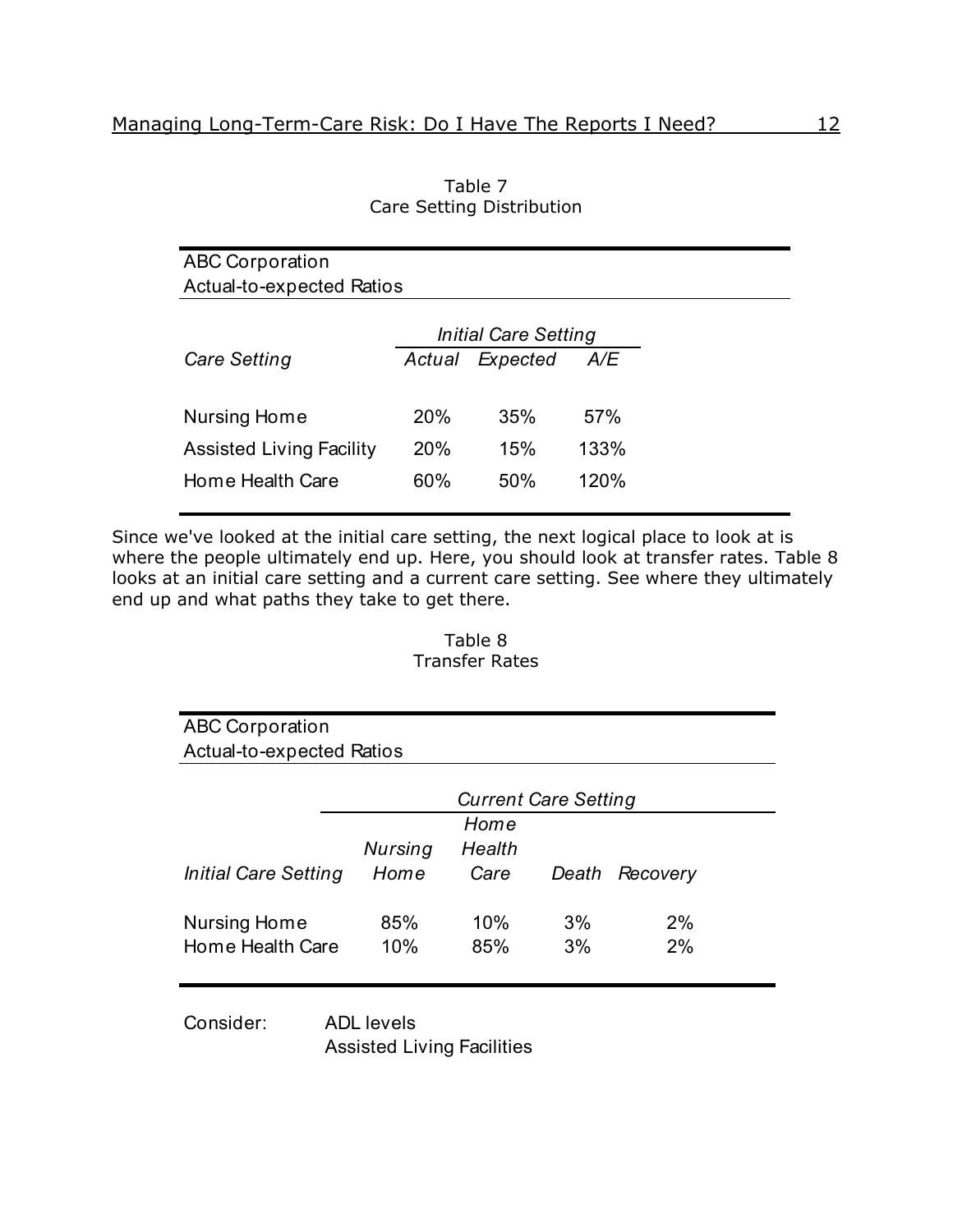Table 7
Care Setting Distribution

| ABC Corporation<br>Actual-to-expected Ratios | | | |
|---|---|---|---|
| | *Initial Care Setting* | | |
| *Care Setting* | *Actual* | *Expected* | *A/E* |
| Nursing Home | 20% | 35% | 57% |
| Assisted Living Facility | 20% | 15% | 133% |
| Home Health Care | 60% | 50% | 120% |

Since we've looked at the initial care setting, the next logical place to look at is where the people ultimately end up. Here, you should look at transfer rates. Table 8 looks at an initial care setting and a current care setting. See where they ultimately end up and what paths they take to get there.

Table 8
Transfer Rates

| ABC Corporation<br>Actual-to-expected Ratios | | | | |
|---|---|---|---|---|
| | *Current Care Setting* | | | |
| *Initial Care Setting* | *Nursing Home* | *Home Health Care* | *Death* | *Recovery* |
| Nursing Home | 85% | 10% | 3% | 2% |
| Home Health Care | 10% | 85% | 3% | 2% |

Consider: ADL levels
Assisted Living Facilities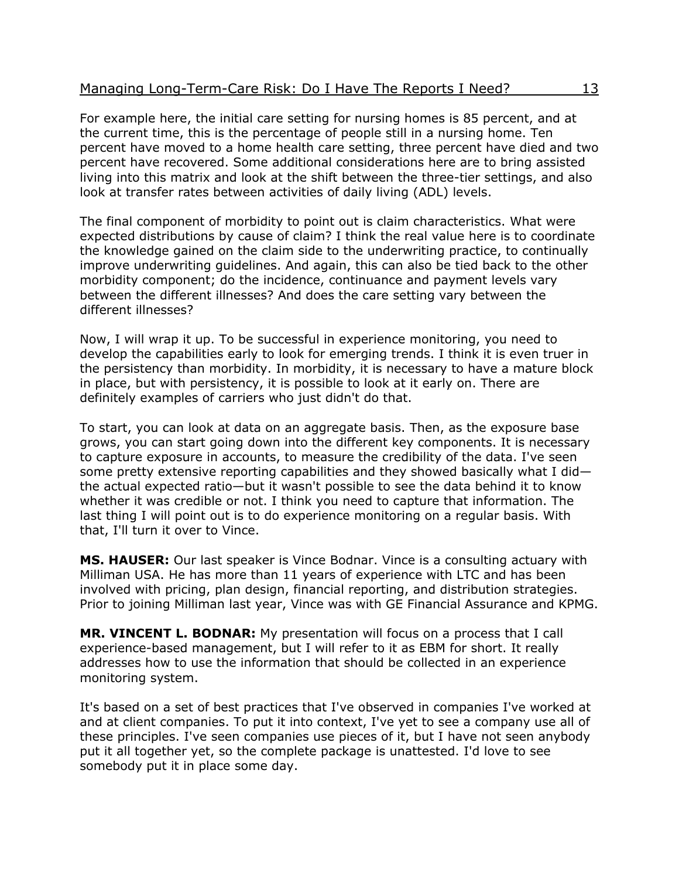For example here, the initial care setting for nursing homes is 85 percent, and at the current time, this is the percentage of people still in a nursing home. Ten percent have moved to a home health care setting, three percent have died and two percent have recovered. Some additional considerations here are to bring assisted living into this matrix and look at the shift between the three-tier settings, and also look at transfer rates between activities of daily living (ADL) levels.

The final component of morbidity to point out is claim characteristics. What were expected distributions by cause of claim? I think the real value here is to coordinate the knowledge gained on the claim side to the underwriting practice, to continually improve underwriting guidelines. And again, this can also be tied back to the other morbidity component; do the incidence, continuance and payment levels vary between the different illnesses? And does the care setting vary between the different illnesses?

Now, I will wrap it up. To be successful in experience monitoring, you need to develop the capabilities early to look for emerging trends. I think it is even truer in the persistency than morbidity. In morbidity, it is necessary to have a mature block in place, but with persistency, it is possible to look at it early on. There are definitely examples of carriers who just didn't do that.

To start, you can look at data on an aggregate basis. Then, as the exposure base grows, you can start going down into the different key components. It is necessary to capture exposure in accounts, to measure the credibility of the data. I've seen some pretty extensive reporting capabilities and they showed basically what I did—the actual expected ratio—but it wasn't possible to see the data behind it to know whether it was credible or not. I think you need to capture that information. The last thing I will point out is to do experience monitoring on a regular basis. With that, I'll turn it over to Vince.

**MS. HAUSER:** Our last speaker is Vince Bodnar. Vince is a consulting actuary with Milliman USA. He has more than 11 years of experience with LTC and has been involved with pricing, plan design, financial reporting, and distribution strategies. Prior to joining Milliman last year, Vince was with GE Financial Assurance and KPMG.

**MR. VINCENT L. BODNAR:** My presentation will focus on a process that I call experience-based management, but I will refer to it as EBM for short. It really addresses how to use the information that should be collected in an experience monitoring system.

It's based on a set of best practices that I've observed in companies I've worked at and at client companies. To put it into context, I've yet to see a company use all of these principles. I've seen companies use pieces of it, but I have not seen anybody put it all together yet, so the complete package is unattested. I'd love to see somebody put it in place some day.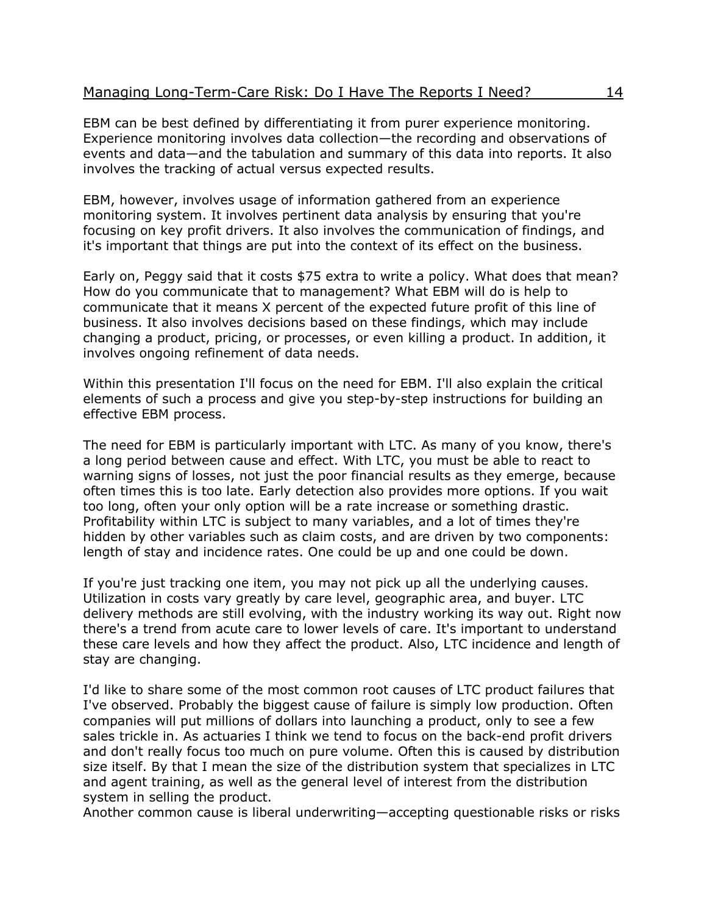EBM can be best defined by differentiating it from purer experience monitoring. Experience monitoring involves data collection—the recording and observations of events and data—and the tabulation and summary of this data into reports. It also involves the tracking of actual versus expected results.

EBM, however, involves usage of information gathered from an experience monitoring system. It involves pertinent data analysis by ensuring that you're focusing on key profit drivers. It also involves the communication of findings, and it's important that things are put into the context of its effect on the business.

Early on, Peggy said that it costs $75 extra to write a policy. What does that mean? How do you communicate that to management? What EBM will do is help to communicate that it means X percent of the expected future profit of this line of business. It also involves decisions based on these findings, which may include changing a product, pricing, or processes, or even killing a product. In addition, it involves ongoing refinement of data needs.

Within this presentation I'll focus on the need for EBM. I'll also explain the critical elements of such a process and give you step-by-step instructions for building an effective EBM process.

The need for EBM is particularly important with LTC. As many of you know, there's a long period between cause and effect. With LTC, you must be able to react to warning signs of losses, not just the poor financial results as they emerge, because often times this is too late. Early detection also provides more options. If you wait too long, often your only option will be a rate increase or something drastic. Profitability within LTC is subject to many variables, and a lot of times they're hidden by other variables such as claim costs, and are driven by two components: length of stay and incidence rates. One could be up and one could be down.

If you're just tracking one item, you may not pick up all the underlying causes. Utilization in costs vary greatly by care level, geographic area, and buyer. LTC delivery methods are still evolving, with the industry working its way out. Right now there's a trend from acute care to lower levels of care. It's important to understand these care levels and how they affect the product. Also, LTC incidence and length of stay are changing.

I'd like to share some of the most common root causes of LTC product failures that I've observed. Probably the biggest cause of failure is simply low production. Often companies will put millions of dollars into launching a product, only to see a few sales trickle in. As actuaries I think we tend to focus on the back-end profit drivers and don't really focus too much on pure volume. Often this is caused by distribution size itself. By that I mean the size of the distribution system that specializes in LTC and agent training, as well as the general level of interest from the distribution system in selling the product.

Another common cause is liberal underwriting—accepting questionable risks or risks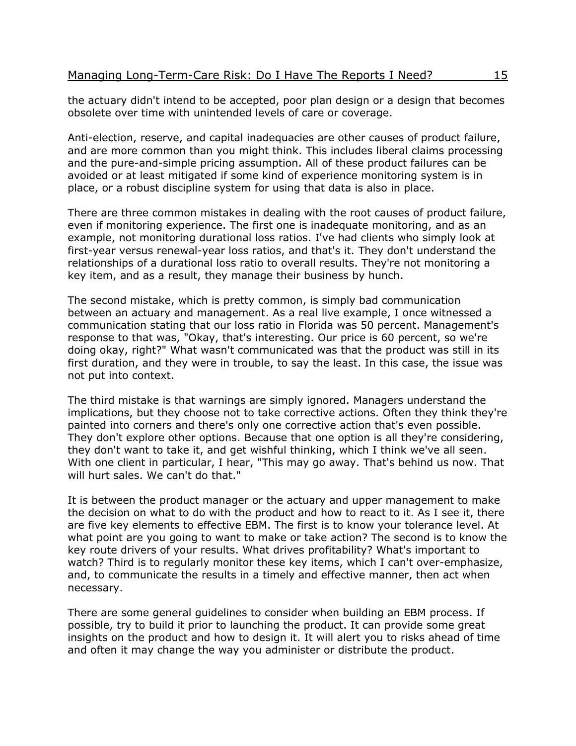the actuary didn't intend to be accepted, poor plan design or a design that becomes obsolete over time with unintended levels of care or coverage.

Anti-election, reserve, and capital inadequacies are other causes of product failure, and are more common than you might think. This includes liberal claims processing and the pure-and-simple pricing assumption. All of these product failures can be avoided or at least mitigated if some kind of experience monitoring system is in place, or a robust discipline system for using that data is also in place.

There are three common mistakes in dealing with the root causes of product failure, even if monitoring experience. The first one is inadequate monitoring, and as an example, not monitoring durational loss ratios. I've had clients who simply look at first-year versus renewal-year loss ratios, and that's it. They don't understand the relationships of a durational loss ratio to overall results. They're not monitoring a key item, and as a result, they manage their business by hunch.

The second mistake, which is pretty common, is simply bad communication between an actuary and management. As a real live example, I once witnessed a communication stating that our loss ratio in Florida was 50 percent. Management's response to that was, "Okay, that's interesting. Our price is 60 percent, so we're doing okay, right?" What wasn't communicated was that the product was still in its first duration, and they were in trouble, to say the least. In this case, the issue was not put into context.

The third mistake is that warnings are simply ignored. Managers understand the implications, but they choose not to take corrective actions. Often they think they're painted into corners and there's only one corrective action that's even possible. They don't explore other options. Because that one option is all they're considering, they don't want to take it, and get wishful thinking, which I think we've all seen. With one client in particular, I hear, "This may go away. That's behind us now. That will hurt sales. We can't do that."

It is between the product manager or the actuary and upper management to make the decision on what to do with the product and how to react to it. As I see it, there are five key elements to effective EBM. The first is to know your tolerance level. At what point are you going to want to make or take action? The second is to know the key route drivers of your results. What drives profitability? What's important to watch? Third is to regularly monitor these key items, which I can't over-emphasize, and, to communicate the results in a timely and effective manner, then act when necessary.

There are some general guidelines to consider when building an EBM process. If possible, try to build it prior to launching the product. It can provide some great insights on the product and how to design it. It will alert you to risks ahead of time and often it may change the way you administer or distribute the product.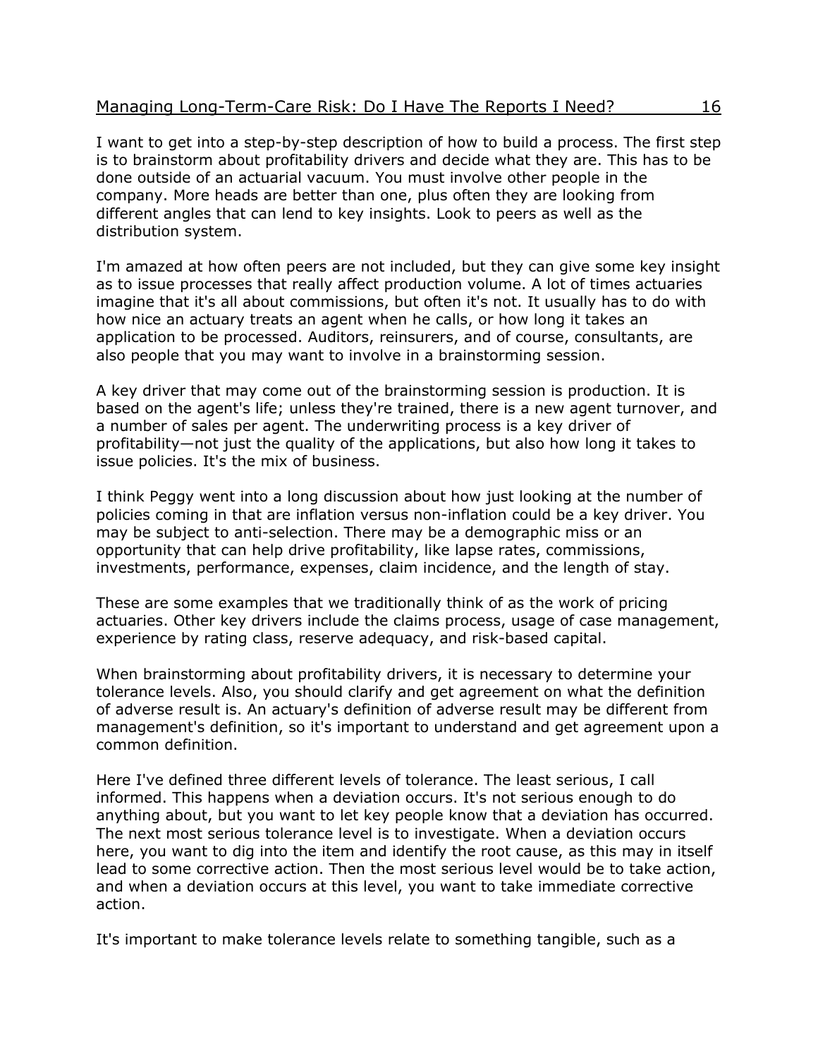I want to get into a step-by-step description of how to build a process. The first step is to brainstorm about profitability drivers and decide what they are. This has to be done outside of an actuarial vacuum. You must involve other people in the company. More heads are better than one, plus often they are looking from different angles that can lend to key insights. Look to peers as well as the distribution system.

I'm amazed at how often peers are not included, but they can give some key insight as to issue processes that really affect production volume. A lot of times actuaries imagine that it's all about commissions, but often it's not. It usually has to do with how nice an actuary treats an agent when he calls, or how long it takes an application to be processed. Auditors, reinsurers, and of course, consultants, are also people that you may want to involve in a brainstorming session.

A key driver that may come out of the brainstorming session is production. It is based on the agent's life; unless they're trained, there is a new agent turnover, and a number of sales per agent. The underwriting process is a key driver of profitability—not just the quality of the applications, but also how long it takes to issue policies. It's the mix of business.

I think Peggy went into a long discussion about how just looking at the number of policies coming in that are inflation versus non-inflation could be a key driver. You may be subject to anti-selection. There may be a demographic miss or an opportunity that can help drive profitability, like lapse rates, commissions, investments, performance, expenses, claim incidence, and the length of stay.

These are some examples that we traditionally think of as the work of pricing actuaries. Other key drivers include the claims process, usage of case management, experience by rating class, reserve adequacy, and risk-based capital.

When brainstorming about profitability drivers, it is necessary to determine your tolerance levels. Also, you should clarify and get agreement on what the definition of adverse result is. An actuary's definition of adverse result may be different from management's definition, so it's important to understand and get agreement upon a common definition.

Here I've defined three different levels of tolerance. The least serious, I call informed. This happens when a deviation occurs. It's not serious enough to do anything about, but you want to let key people know that a deviation has occurred. The next most serious tolerance level is to investigate. When a deviation occurs here, you want to dig into the item and identify the root cause, as this may in itself lead to some corrective action. Then the most serious level would be to take action, and when a deviation occurs at this level, you want to take immediate corrective action.

It's important to make tolerance levels relate to something tangible, such as a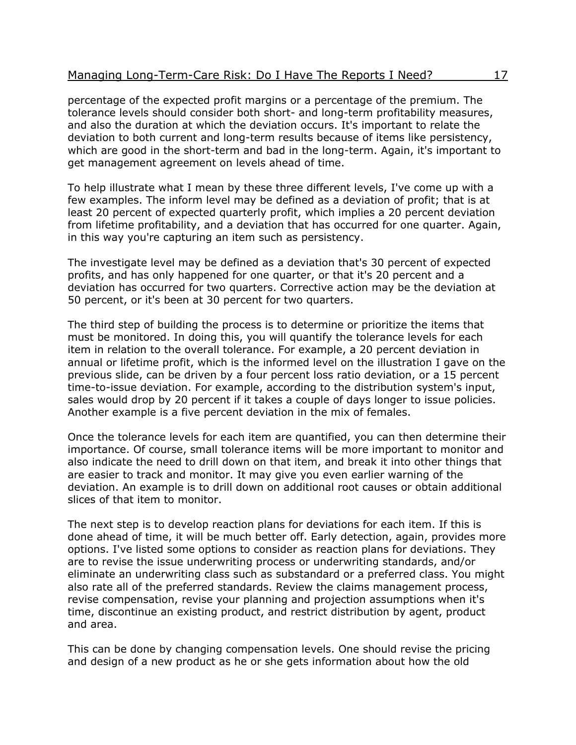percentage of the expected profit margins or a percentage of the premium. The tolerance levels should consider both short- and long-term profitability measures, and also the duration at which the deviation occurs. It's important to relate the deviation to both current and long-term results because of items like persistency, which are good in the short-term and bad in the long-term. Again, it's important to get management agreement on levels ahead of time.

To help illustrate what I mean by these three different levels, I've come up with a few examples. The inform level may be defined as a deviation of profit; that is at least 20 percent of expected quarterly profit, which implies a 20 percent deviation from lifetime profitability, and a deviation that has occurred for one quarter. Again, in this way you're capturing an item such as persistency.

The investigate level may be defined as a deviation that's 30 percent of expected profits, and has only happened for one quarter, or that it's 20 percent and a deviation has occurred for two quarters. Corrective action may be the deviation at 50 percent, or it's been at 30 percent for two quarters.

The third step of building the process is to determine or prioritize the items that must be monitored. In doing this, you will quantify the tolerance levels for each item in relation to the overall tolerance. For example, a 20 percent deviation in annual or lifetime profit, which is the informed level on the illustration I gave on the previous slide, can be driven by a four percent loss ratio deviation, or a 15 percent time-to-issue deviation. For example, according to the distribution system's input, sales would drop by 20 percent if it takes a couple of days longer to issue policies. Another example is a five percent deviation in the mix of females.

Once the tolerance levels for each item are quantified, you can then determine their importance. Of course, small tolerance items will be more important to monitor and also indicate the need to drill down on that item, and break it into other things that are easier to track and monitor. It may give you even earlier warning of the deviation. An example is to drill down on additional root causes or obtain additional slices of that item to monitor.

The next step is to develop reaction plans for deviations for each item. If this is done ahead of time, it will be much better off. Early detection, again, provides more options. I've listed some options to consider as reaction plans for deviations. They are to revise the issue underwriting process or underwriting standards, and/or eliminate an underwriting class such as substandard or a preferred class. You might also rate all of the preferred standards. Review the claims management process, revise compensation, revise your planning and projection assumptions when it's time, discontinue an existing product, and restrict distribution by agent, product and area.

This can be done by changing compensation levels. One should revise the pricing and design of a new product as he or she gets information about how the old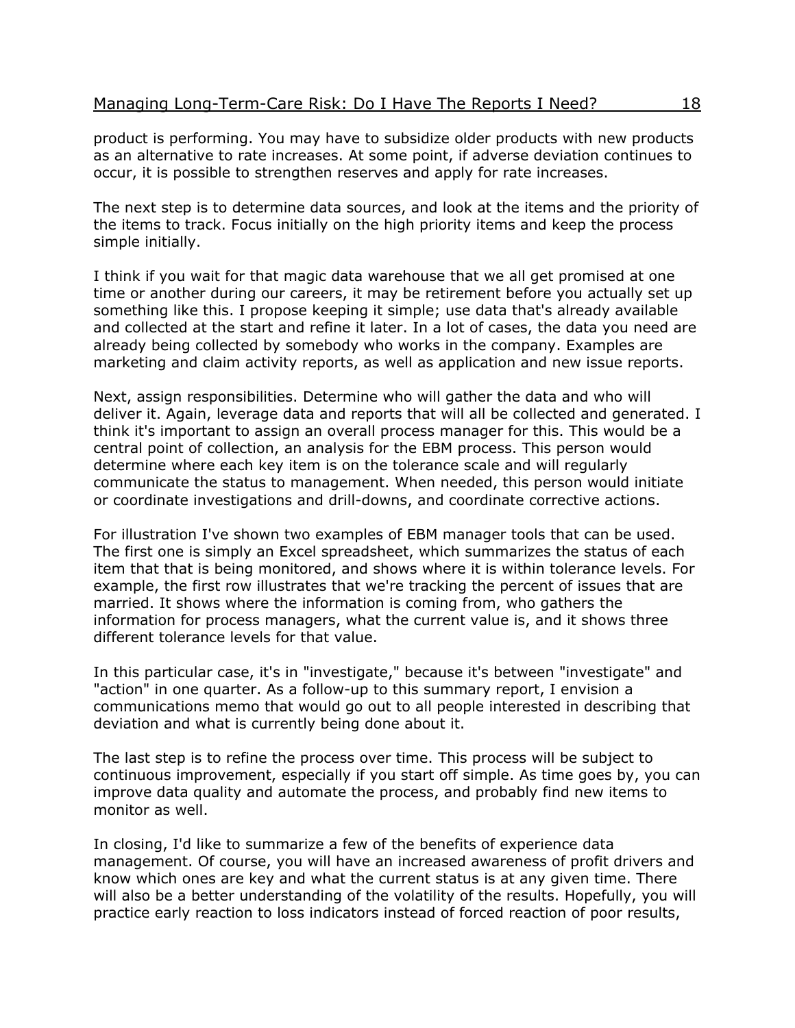product is performing. You may have to subsidize older products with new products as an alternative to rate increases. At some point, if adverse deviation continues to occur, it is possible to strengthen reserves and apply for rate increases.

The next step is to determine data sources, and look at the items and the priority of the items to track. Focus initially on the high priority items and keep the process simple initially.

I think if you wait for that magic data warehouse that we all get promised at one time or another during our careers, it may be retirement before you actually set up something like this. I propose keeping it simple; use data that's already available and collected at the start and refine it later. In a lot of cases, the data you need are already being collected by somebody who works in the company. Examples are marketing and claim activity reports, as well as application and new issue reports.

Next, assign responsibilities. Determine who will gather the data and who will deliver it. Again, leverage data and reports that will all be collected and generated. I think it's important to assign an overall process manager for this. This would be a central point of collection, an analysis for the EBM process. This person would determine where each key item is on the tolerance scale and will regularly communicate the status to management. When needed, this person would initiate or coordinate investigations and drill-downs, and coordinate corrective actions.

For illustration I've shown two examples of EBM manager tools that can be used. The first one is simply an Excel spreadsheet, which summarizes the status of each item that that is being monitored, and shows where it is within tolerance levels. For example, the first row illustrates that we're tracking the percent of issues that are married. It shows where the information is coming from, who gathers the information for process managers, what the current value is, and it shows three different tolerance levels for that value.

In this particular case, it's in "investigate," because it's between "investigate" and "action" in one quarter. As a follow-up to this summary report, I envision a communications memo that would go out to all people interested in describing that deviation and what is currently being done about it.

The last step is to refine the process over time. This process will be subject to continuous improvement, especially if you start off simple. As time goes by, you can improve data quality and automate the process, and probably find new items to monitor as well.

In closing, I'd like to summarize a few of the benefits of experience data management. Of course, you will have an increased awareness of profit drivers and know which ones are key and what the current status is at any given time. There will also be a better understanding of the volatility of the results. Hopefully, you will practice early reaction to loss indicators instead of forced reaction of poor results,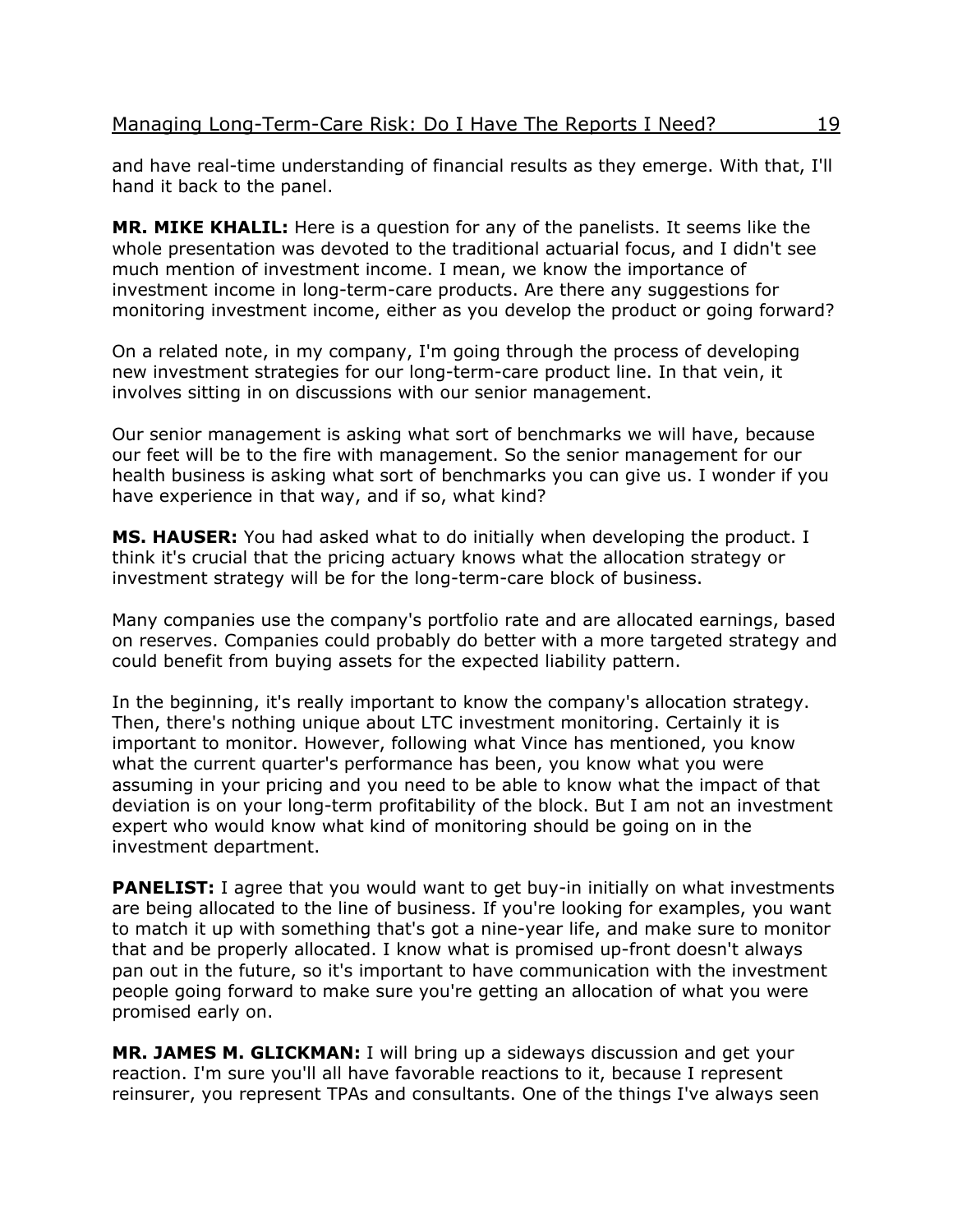and have real-time understanding of financial results as they emerge. With that, I'll hand it back to the panel.

**MR. MIKE KHALIL:** Here is a question for any of the panelists. It seems like the whole presentation was devoted to the traditional actuarial focus, and I didn't see much mention of investment income. I mean, we know the importance of investment income in long-term-care products. Are there any suggestions for monitoring investment income, either as you develop the product or going forward?

On a related note, in my company, I'm going through the process of developing new investment strategies for our long-term-care product line. In that vein, it involves sitting in on discussions with our senior management.

Our senior management is asking what sort of benchmarks we will have, because our feet will be to the fire with management. So the senior management for our health business is asking what sort of benchmarks you can give us. I wonder if you have experience in that way, and if so, what kind?

**MS. HAUSER:** You had asked what to do initially when developing the product. I think it's crucial that the pricing actuary knows what the allocation strategy or investment strategy will be for the long-term-care block of business.

Many companies use the company's portfolio rate and are allocated earnings, based on reserves. Companies could probably do better with a more targeted strategy and could benefit from buying assets for the expected liability pattern.

In the beginning, it's really important to know the company's allocation strategy. Then, there's nothing unique about LTC investment monitoring. Certainly it is important to monitor. However, following what Vince has mentioned, you know what the current quarter's performance has been, you know what you were assuming in your pricing and you need to be able to know what the impact of that deviation is on your long-term profitability of the block. But I am not an investment expert who would know what kind of monitoring should be going on in the investment department.

**PANELIST:** I agree that you would want to get buy-in initially on what investments are being allocated to the line of business. If you're looking for examples, you want to match it up with something that's got a nine-year life, and make sure to monitor that and be properly allocated. I know what is promised up-front doesn't always pan out in the future, so it's important to have communication with the investment people going forward to make sure you're getting an allocation of what you were promised early on.

**MR. JAMES M. GLICKMAN:** I will bring up a sideways discussion and get your reaction. I'm sure you'll all have favorable reactions to it, because I represent reinsurer, you represent TPAs and consultants. One of the things I've always seen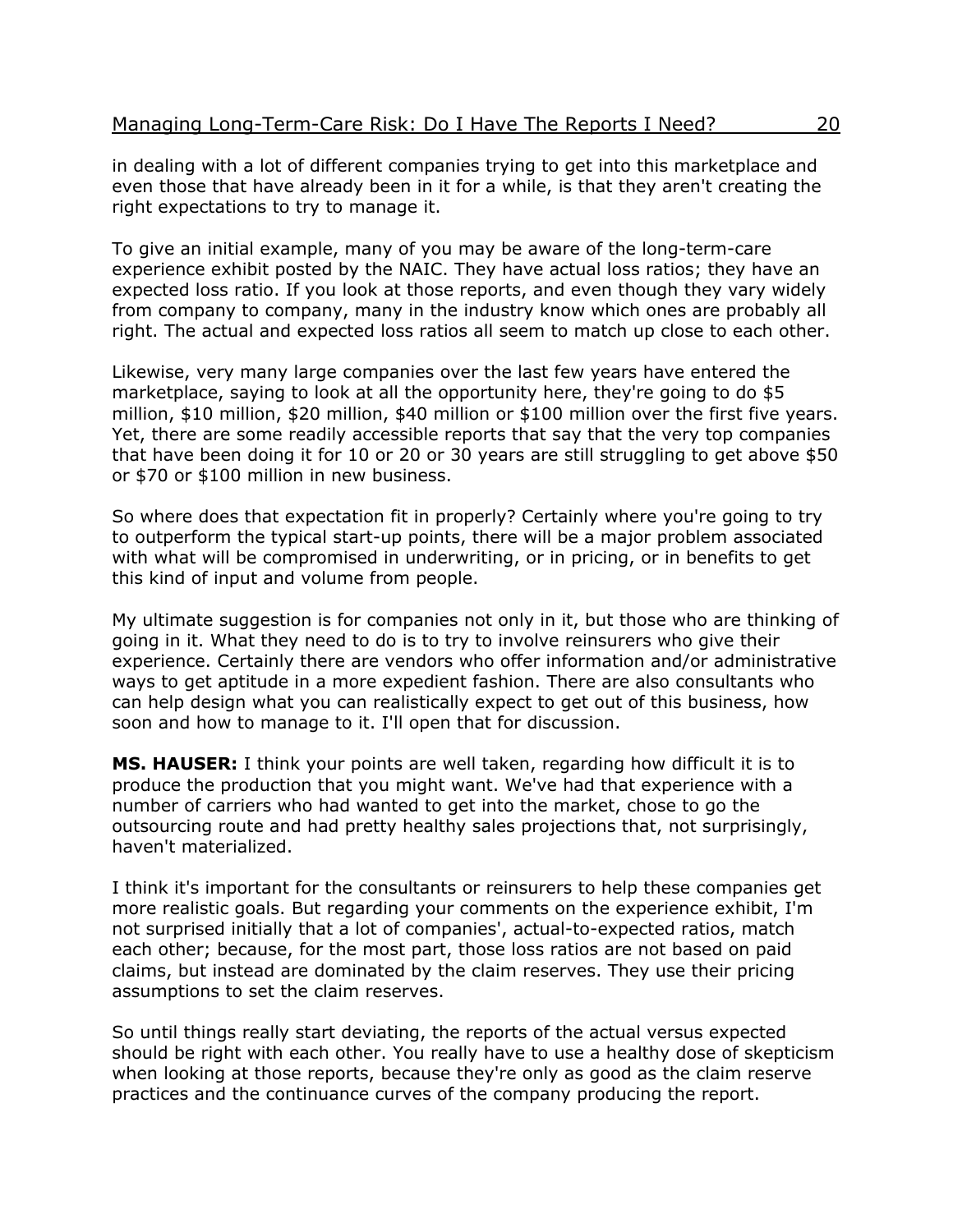in dealing with a lot of different companies trying to get into this marketplace and even those that have already been in it for a while, is that they aren't creating the right expectations to try to manage it.

To give an initial example, many of you may be aware of the long-term-care experience exhibit posted by the NAIC. They have actual loss ratios; they have an expected loss ratio. If you look at those reports, and even though they vary widely from company to company, many in the industry know which ones are probably all right. The actual and expected loss ratios all seem to match up close to each other.

Likewise, very many large companies over the last few years have entered the marketplace, saying to look at all the opportunity here, they're going to do $5 million, $10 million, $20 million, $40 million or $100 million over the first five years. Yet, there are some readily accessible reports that say that the very top companies that have been doing it for 10 or 20 or 30 years are still struggling to get above $50 or $70 or $100 million in new business.

So where does that expectation fit in properly? Certainly where you're going to try to outperform the typical start-up points, there will be a major problem associated with what will be compromised in underwriting, or in pricing, or in benefits to get this kind of input and volume from people.

My ultimate suggestion is for companies not only in it, but those who are thinking of going in it. What they need to do is to try to involve reinsurers who give their experience. Certainly there are vendors who offer information and/or administrative ways to get aptitude in a more expedient fashion. There are also consultants who can help design what you can realistically expect to get out of this business, how soon and how to manage to it. I'll open that for discussion.

**MS. HAUSER:** I think your points are well taken, regarding how difficult it is to produce the production that you might want. We've had that experience with a number of carriers who had wanted to get into the market, chose to go the outsourcing route and had pretty healthy sales projections that, not surprisingly, haven't materialized.

I think it's important for the consultants or reinsurers to help these companies get more realistic goals. But regarding your comments on the experience exhibit, I'm not surprised initially that a lot of companies', actual-to-expected ratios, match each other; because, for the most part, those loss ratios are not based on paid claims, but instead are dominated by the claim reserves. They use their pricing assumptions to set the claim reserves.

So until things really start deviating, the reports of the actual versus expected should be right with each other. You really have to use a healthy dose of skepticism when looking at those reports, because they're only as good as the claim reserve practices and the continuance curves of the company producing the report.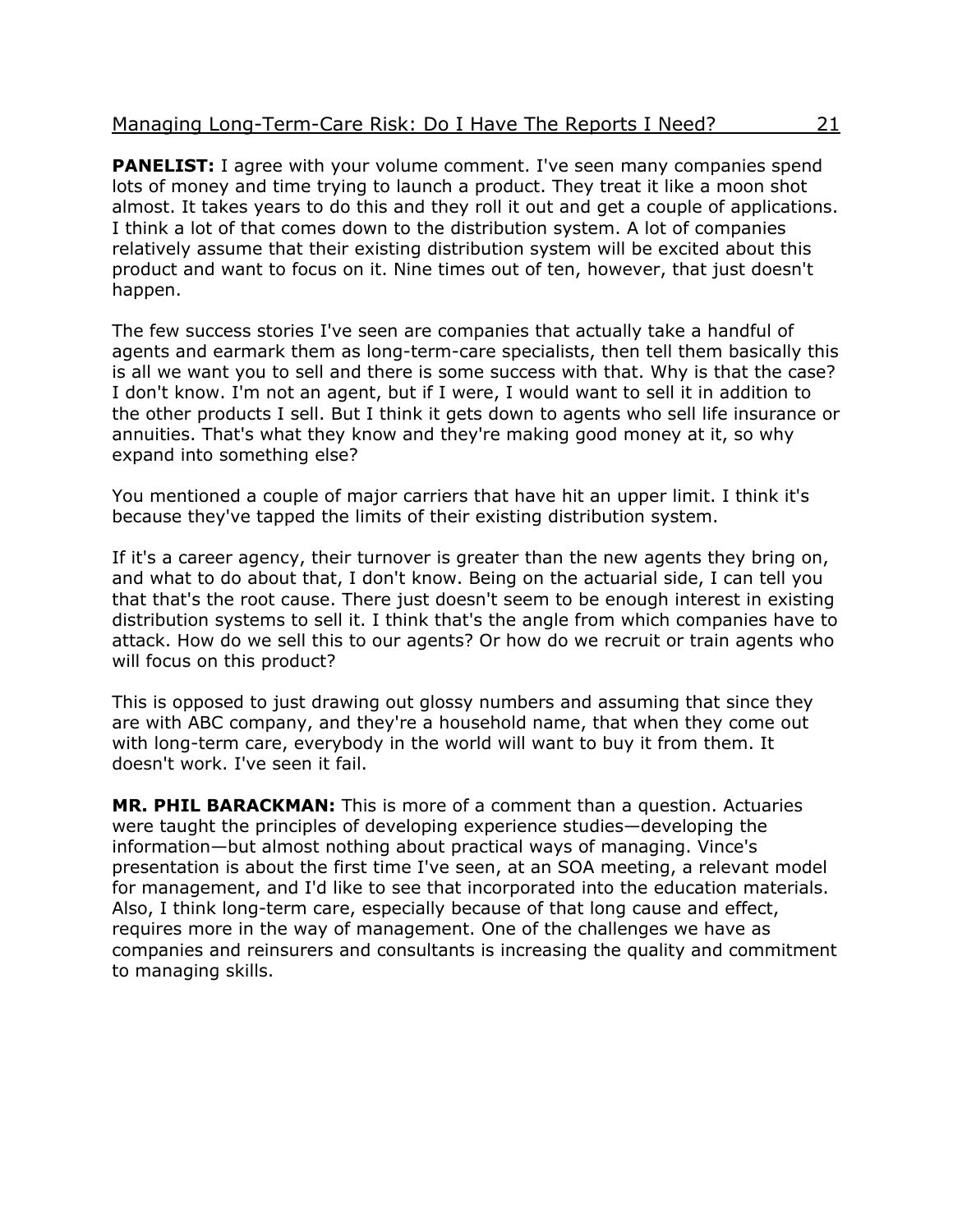**PANELIST:** I agree with your volume comment. I've seen many companies spend lots of money and time trying to launch a product. They treat it like a moon shot almost. It takes years to do this and they roll it out and get a couple of applications. I think a lot of that comes down to the distribution system. A lot of companies relatively assume that their existing distribution system will be excited about this product and want to focus on it. Nine times out of ten, however, that just doesn't happen.

The few success stories I've seen are companies that actually take a handful of agents and earmark them as long-term-care specialists, then tell them basically this is all we want you to sell and there is some success with that. Why is that the case? I don't know. I'm not an agent, but if I were, I would want to sell it in addition to the other products I sell. But I think it gets down to agents who sell life insurance or annuities. That's what they know and they're making good money at it, so why expand into something else?

You mentioned a couple of major carriers that have hit an upper limit. I think it's because they've tapped the limits of their existing distribution system.

If it's a career agency, their turnover is greater than the new agents they bring on, and what to do about that, I don't know. Being on the actuarial side, I can tell you that that's the root cause. There just doesn't seem to be enough interest in existing distribution systems to sell it. I think that's the angle from which companies have to attack. How do we sell this to our agents? Or how do we recruit or train agents who will focus on this product?

This is opposed to just drawing out glossy numbers and assuming that since they are with ABC company, and they're a household name, that when they come out with long-term care, everybody in the world will want to buy it from them. It doesn't work. I've seen it fail.

**MR. PHIL BARACKMAN:** This is more of a comment than a question. Actuaries were taught the principles of developing experience studies—developing the information—but almost nothing about practical ways of managing. Vince's presentation is about the first time I've seen, at an SOA meeting, a relevant model for management, and I'd like to see that incorporated into the education materials. Also, I think long-term care, especially because of that long cause and effect, requires more in the way of management. One of the challenges we have as companies and reinsurers and consultants is increasing the quality and commitment to managing skills.